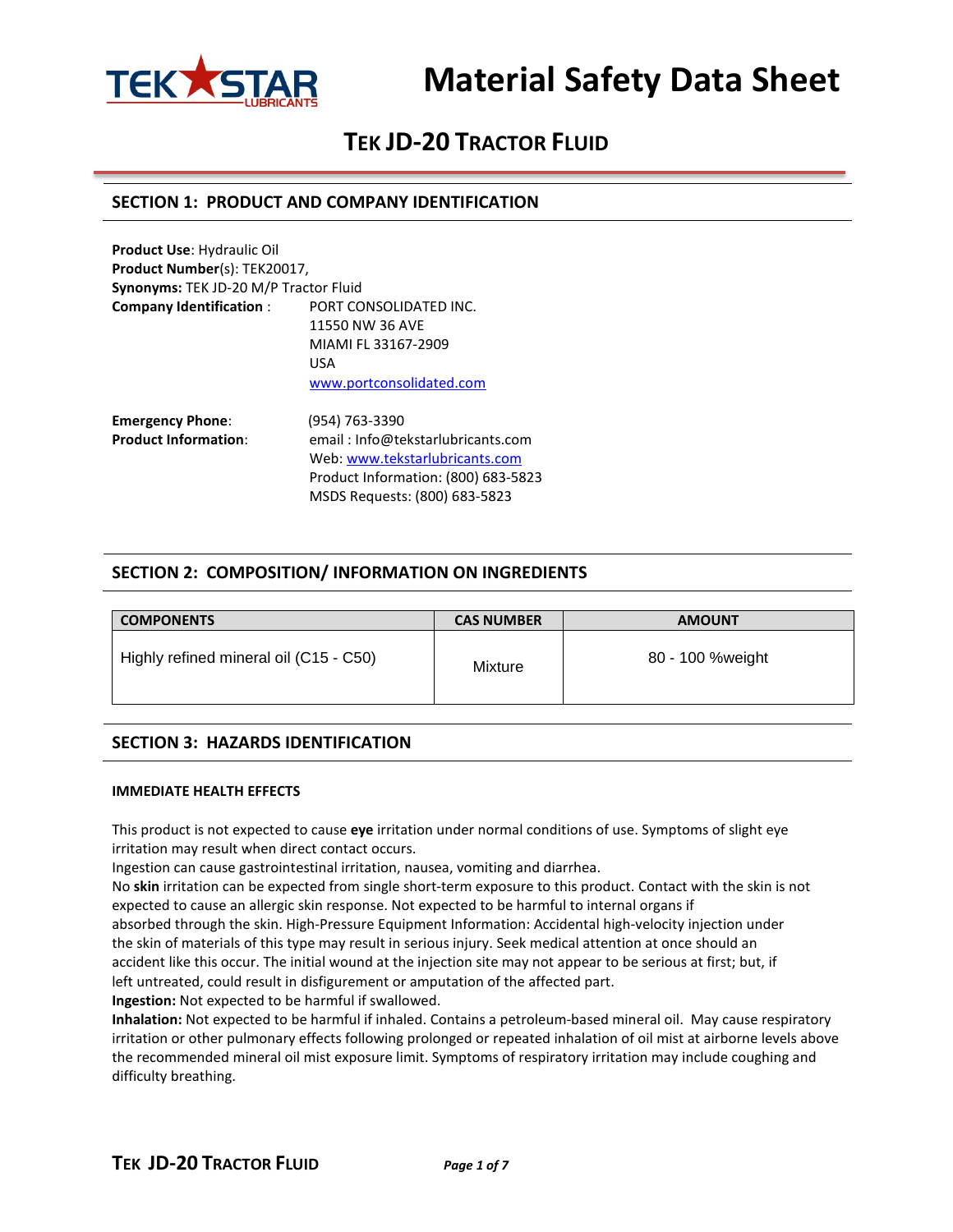# Material Safety Data Sheet

## TEK JD-20 TRACTOR FLUID

## SECTION 1: PRODUCT AND COMPANY IDENTIFICATION

**Product Use**: Hydraulic Oil
**Product Number**(s): TEK20017,
**Synonyms:** TEK JD-20 M/P Tractor Fluid
**Company Identification** : PORT CONSOLIDATED INC.
11550 NW 36 AVE
MIAMI FL 33167-2909
USA
www.portconsolidated.com

**Emergency Phone**: (954) 763-3390
**Product Information**: email : Info@tekstarlubricants.com
Web: www.tekstarlubricants.com
Product Information: (800) 683-5823
MSDS Requests: (800) 683-5823

## SECTION 2: COMPOSITION/ INFORMATION ON INGREDIENTS

| COMPONENTS | CAS NUMBER | AMOUNT |
|---|---|---|
| Highly refined mineral oil (C15 - C50) | Mixture | 80 - 100 %weight |

## SECTION 3: HAZARDS IDENTIFICATION

**IMMEDIATE HEALTH EFFECTS**

This product is not expected to cause **eye** irritation under normal conditions of use. Symptoms of slight eye irritation may result when direct contact occurs.
Ingestion can cause gastrointestinal irritation, nausea, vomiting and diarrhea.
No **skin** irritation can be expected from single short-term exposure to this product. Contact with the skin is not expected to cause an allergic skin response. Not expected to be harmful to internal organs if absorbed through the skin. High-Pressure Equipment Information: Accidental high-velocity injection under the skin of materials of this type may result in serious injury. Seek medical attention at once should an accident like this occur. The initial wound at the injection site may not appear to be serious at first; but, if left untreated, could result in disfigurement or amputation of the affected part.
**Ingestion:** Not expected to be harmful if swallowed.
**Inhalation:** Not expected to be harmful if inhaled. Contains a petroleum-based mineral oil. May cause respiratory irritation or other pulmonary effects following prolonged or repeated inhalation of oil mist at airborne levels above the recommended mineral oil mist exposure limit. Symptoms of respiratory irritation may include coughing and difficulty breathing.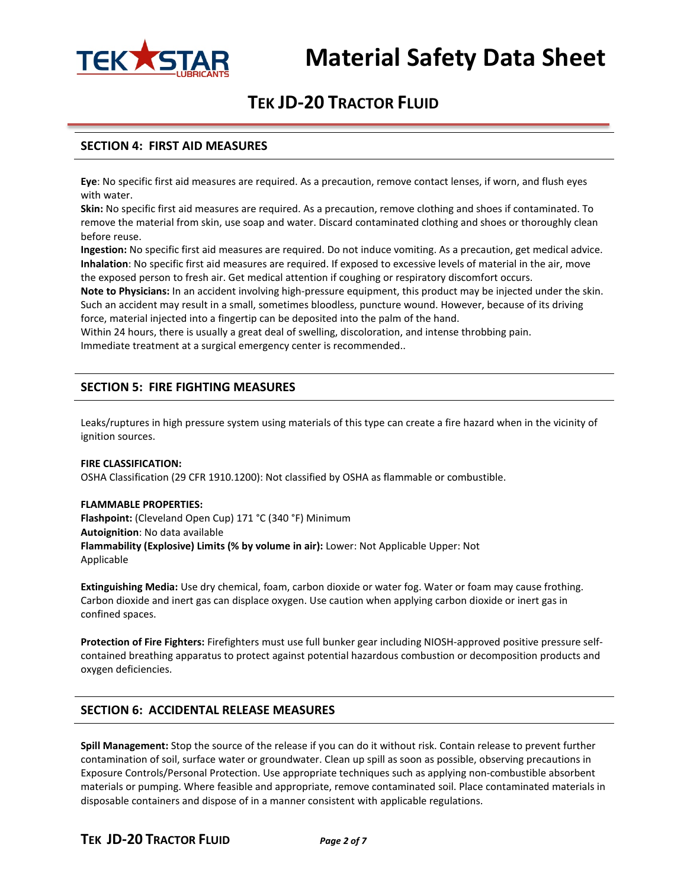## SECTION 4: FIRST AID MEASURES

**Eye**: No specific first aid measures are required. As a precaution, remove contact lenses, if worn, and flush eyes with water.
**Skin:** No specific first aid measures are required. As a precaution, remove clothing and shoes if contaminated. To remove the material from skin, use soap and water. Discard contaminated clothing and shoes or thoroughly clean before reuse.
**Ingestion:** No specific first aid measures are required. Do not induce vomiting. As a precaution, get medical advice.
**Inhalation**: No specific first aid measures are required. If exposed to excessive levels of material in the air, move the exposed person to fresh air. Get medical attention if coughing or respiratory discomfort occurs.
**Note to Physicians:** In an accident involving high-pressure equipment, this product may be injected under the skin. Such an accident may result in a small, sometimes bloodless, puncture wound. However, because of its driving force, material injected into a fingertip can be deposited into the palm of the hand.
Within 24 hours, there is usually a great deal of swelling, discoloration, and intense throbbing pain.
Immediate treatment at a surgical emergency center is recommended..

## SECTION 5: FIRE FIGHTING MEASURES

Leaks/ruptures in high pressure system using materials of this type can create a fire hazard when in the vicinity of ignition sources.

**FIRE CLASSIFICATION:**
OSHA Classification (29 CFR 1910.1200): Not classified by OSHA as flammable or combustible.

**FLAMMABLE PROPERTIES:**
**Flashpoint:** (Cleveland Open Cup) 171 °C (340 °F) Minimum
**Autoignition**: No data available
**Flammability (Explosive) Limits (% by volume in air):** Lower: Not Applicable Upper: Not Applicable

**Extinguishing Media:** Use dry chemical, foam, carbon dioxide or water fog. Water or foam may cause frothing. Carbon dioxide and inert gas can displace oxygen. Use caution when applying carbon dioxide or inert gas in confined spaces.

**Protection of Fire Fighters:** Firefighters must use full bunker gear including NIOSH-approved positive pressure self-contained breathing apparatus to protect against potential hazardous combustion or decomposition products and oxygen deficiencies.

## SECTION 6: ACCIDENTAL RELEASE MEASURES

**Spill Management:** Stop the source of the release if you can do it without risk. Contain release to prevent further contamination of soil, surface water or groundwater. Clean up spill as soon as possible, observing precautions in Exposure Controls/Personal Protection. Use appropriate techniques such as applying non-combustible absorbent materials or pumping. Where feasible and appropriate, remove contaminated soil. Place contaminated materials in disposable containers and dispose of in a manner consistent with applicable regulations.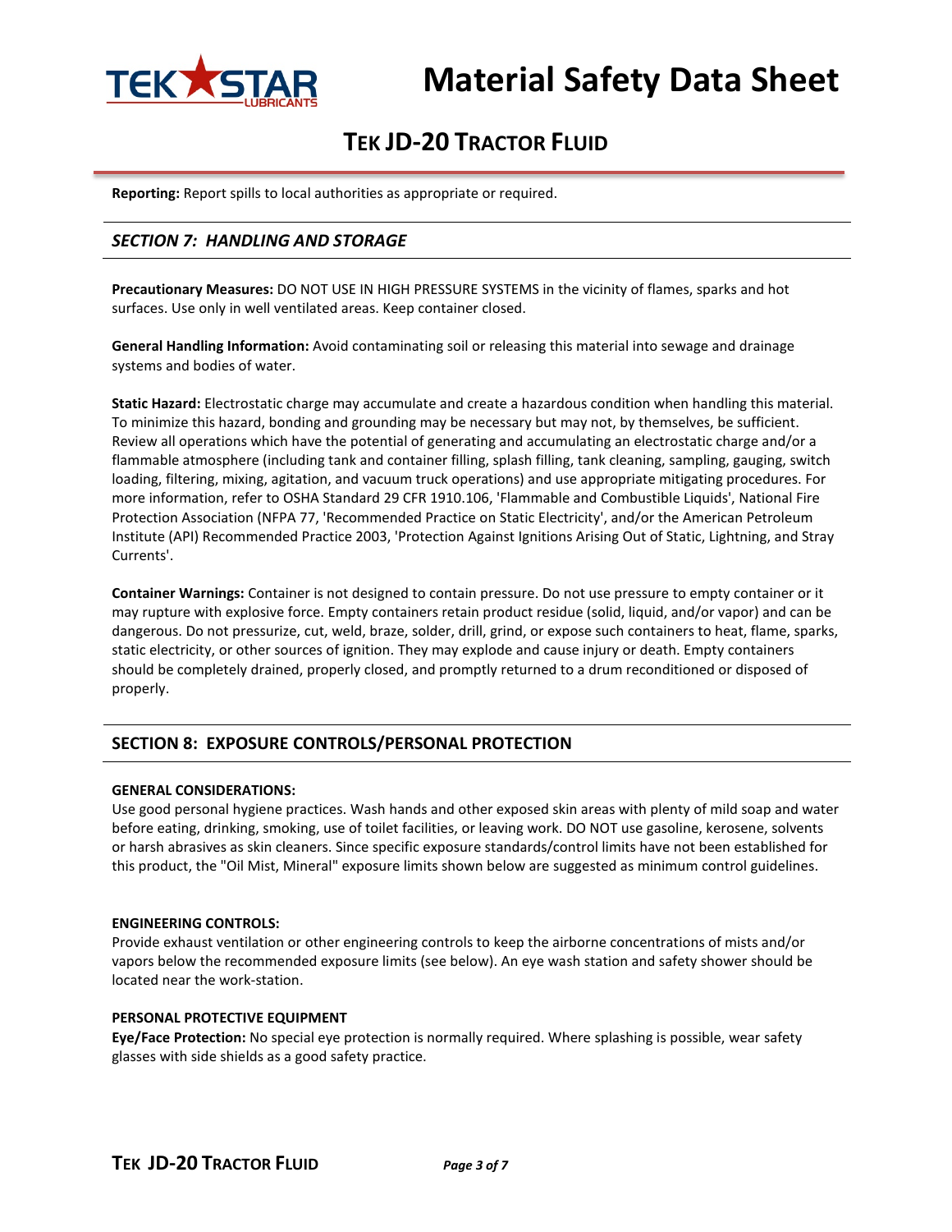**Reporting:** Report spills to local authorities as appropriate or required.

## *SECTION 7: HANDLING AND STORAGE*

**Precautionary Measures:** DO NOT USE IN HIGH PRESSURE SYSTEMS in the vicinity of flames, sparks and hot surfaces. Use only in well ventilated areas. Keep container closed.

**General Handling Information:** Avoid contaminating soil or releasing this material into sewage and drainage systems and bodies of water.

**Static Hazard:** Electrostatic charge may accumulate and create a hazardous condition when handling this material. To minimize this hazard, bonding and grounding may be necessary but may not, by themselves, be sufficient. Review all operations which have the potential of generating and accumulating an electrostatic charge and/or a flammable atmosphere (including tank and container filling, splash filling, tank cleaning, sampling, gauging, switch loading, filtering, mixing, agitation, and vacuum truck operations) and use appropriate mitigating procedures. For more information, refer to OSHA Standard 29 CFR 1910.106, 'Flammable and Combustible Liquids', National Fire Protection Association (NFPA 77, 'Recommended Practice on Static Electricity', and/or the American Petroleum Institute (API) Recommended Practice 2003, 'Protection Against Ignitions Arising Out of Static, Lightning, and Stray Currents'.

**Container Warnings:** Container is not designed to contain pressure. Do not use pressure to empty container or it may rupture with explosive force. Empty containers retain product residue (solid, liquid, and/or vapor) and can be dangerous. Do not pressurize, cut, weld, braze, solder, drill, grind, or expose such containers to heat, flame, sparks, static electricity, or other sources of ignition. They may explode and cause injury or death. Empty containers should be completely drained, properly closed, and promptly returned to a drum reconditioned or disposed of properly.

## SECTION 8: EXPOSURE CONTROLS/PERSONAL PROTECTION

**GENERAL CONSIDERATIONS:**

Use good personal hygiene practices. Wash hands and other exposed skin areas with plenty of mild soap and water before eating, drinking, smoking, use of toilet facilities, or leaving work. DO NOT use gasoline, kerosene, solvents or harsh abrasives as skin cleaners. Since specific exposure standards/control limits have not been established for this product, the "Oil Mist, Mineral" exposure limits shown below are suggested as minimum control guidelines.

**ENGINEERING CONTROLS:**

Provide exhaust ventilation or other engineering controls to keep the airborne concentrations of mists and/or vapors below the recommended exposure limits (see below). An eye wash station and safety shower should be located near the work-station.

**PERSONAL PROTECTIVE EQUIPMENT**

**Eye/Face Protection:** No special eye protection is normally required. Where splashing is possible, wear safety glasses with side shields as a good safety practice.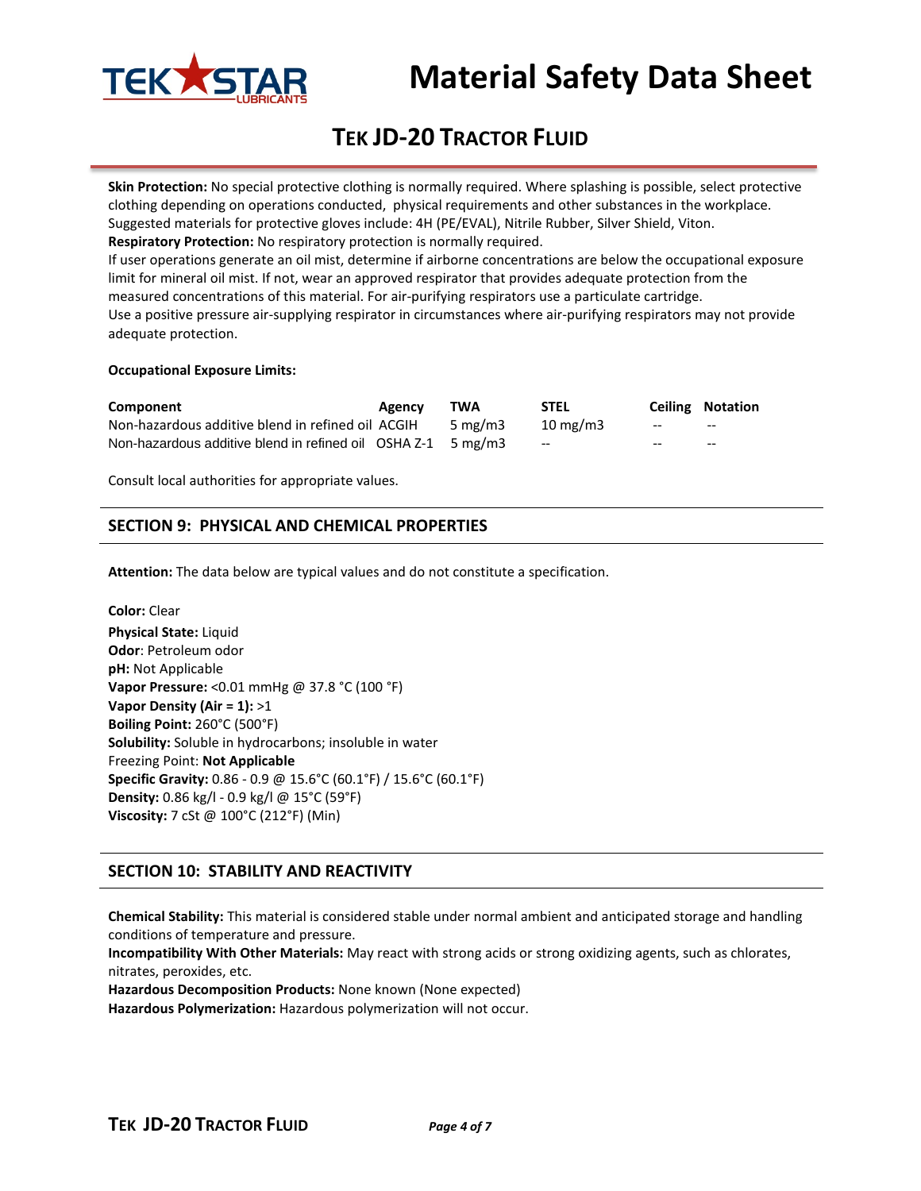**Skin Protection:** No special protective clothing is normally required. Where splashing is possible, select protective clothing depending on operations conducted, physical requirements and other substances in the workplace. Suggested materials for protective gloves include: 4H (PE/EVAL), Nitrile Rubber, Silver Shield, Viton.

**Respiratory Protection:** No respiratory protection is normally required.

If user operations generate an oil mist, determine if airborne concentrations are below the occupational exposure limit for mineral oil mist. If not, wear an approved respirator that provides adequate protection from the measured concentrations of this material. For air-purifying respirators use a particulate cartridge.

Use a positive pressure air-supplying respirator in circumstances where air-purifying respirators may not provide adequate protection.

**Occupational Exposure Limits:**

| Component | Agency | TWA | STEL | Ceiling | Notation |
|---|---|---|---|---|---|
| Non-hazardous additive blend in refined oil | ACGIH | 5 mg/m3 | 10 mg/m3 | -- | -- |
| Non-hazardous additive blend in refined oil | OSHA Z-1 | 5 mg/m3 | -- | -- | -- |

Consult local authorities for appropriate values.

## SECTION 9: PHYSICAL AND CHEMICAL PROPERTIES

**Attention:** The data below are typical values and do not constitute a specification.

**Color:** Clear
**Physical State:** Liquid
**Odor**: Petroleum odor
**pH:** Not Applicable
**Vapor Pressure:** <0.01 mmHg @ 37.8 °C (100 °F)
**Vapor Density (Air = 1):** >1
**Boiling Point:** 260°C (500°F)
**Solubility:** Soluble in hydrocarbons; insoluble in water
Freezing Point: **Not Applicable**
**Specific Gravity:** 0.86 - 0.9 @ 15.6°C (60.1°F) / 15.6°C (60.1°F)
**Density:** 0.86 kg/l - 0.9 kg/l @ 15°C (59°F)
**Viscosity:** 7 cSt @ 100°C (212°F) (Min)

## SECTION 10: STABILITY AND REACTIVITY

**Chemical Stability:** This material is considered stable under normal ambient and anticipated storage and handling conditions of temperature and pressure.
**Incompatibility With Other Materials:** May react with strong acids or strong oxidizing agents, such as chlorates, nitrates, peroxides, etc.
**Hazardous Decomposition Products:** None known (None expected)
**Hazardous Polymerization:** Hazardous polymerization will not occur.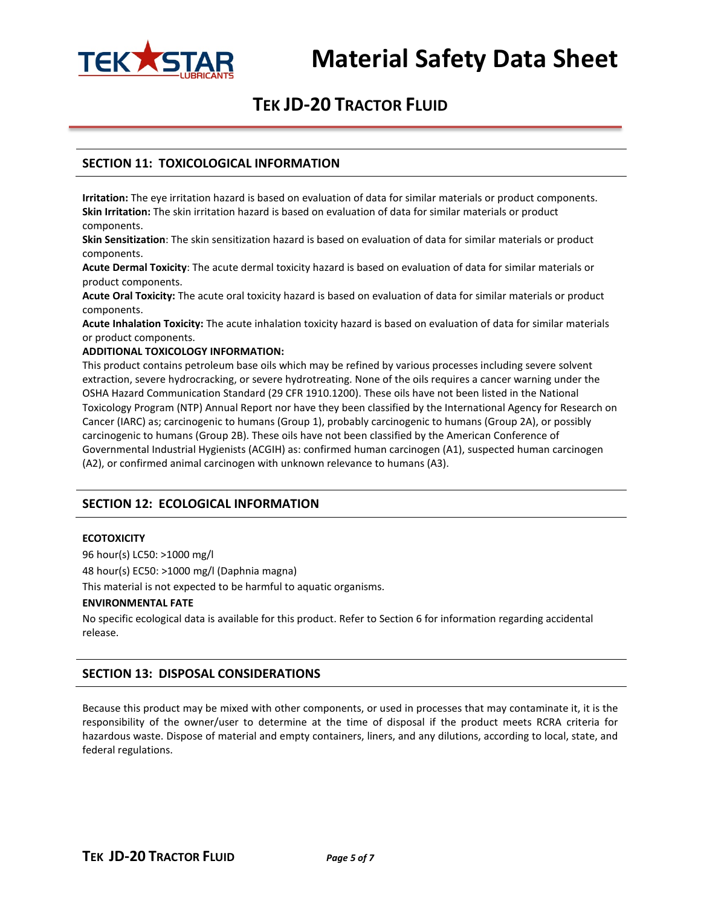## SECTION 11: TOXICOLOGICAL INFORMATION

**Irritation:** The eye irritation hazard is based on evaluation of data for similar materials or product components.
**Skin Irritation:** The skin irritation hazard is based on evaluation of data for similar materials or product components.
**Skin Sensitization**: The skin sensitization hazard is based on evaluation of data for similar materials or product components.
**Acute Dermal Toxicity**: The acute dermal toxicity hazard is based on evaluation of data for similar materials or product components.
**Acute Oral Toxicity:** The acute oral toxicity hazard is based on evaluation of data for similar materials or product components.
**Acute Inhalation Toxicity:** The acute inhalation toxicity hazard is based on evaluation of data for similar materials or product components.

**ADDITIONAL TOXICOLOGY INFORMATION:**

This product contains petroleum base oils which may be refined by various processes including severe solvent extraction, severe hydrocracking, or severe hydrotreating. None of the oils requires a cancer warning under the OSHA Hazard Communication Standard (29 CFR 1910.1200). These oils have not been listed in the National Toxicology Program (NTP) Annual Report nor have they been classified by the International Agency for Research on Cancer (IARC) as; carcinogenic to humans (Group 1), probably carcinogenic to humans (Group 2A), or possibly carcinogenic to humans (Group 2B). These oils have not been classified by the American Conference of Governmental Industrial Hygienists (ACGIH) as: confirmed human carcinogen (A1), suspected human carcinogen (A2), or confirmed animal carcinogen with unknown relevance to humans (A3).

## SECTION 12: ECOLOGICAL INFORMATION

**ECOTOXICITY**

96 hour(s) LC50: >1000 mg/l

48 hour(s) EC50: >1000 mg/l (Daphnia magna)

This material is not expected to be harmful to aquatic organisms.

**ENVIRONMENTAL FATE**

No specific ecological data is available for this product. Refer to Section 6 for information regarding accidental release.

## SECTION 13: DISPOSAL CONSIDERATIONS

Because this product may be mixed with other components, or used in processes that may contaminate it, it is the responsibility of the owner/user to determine at the time of disposal if the product meets RCRA criteria for hazardous waste. Dispose of material and empty containers, liners, and any dilutions, according to local, state, and federal regulations.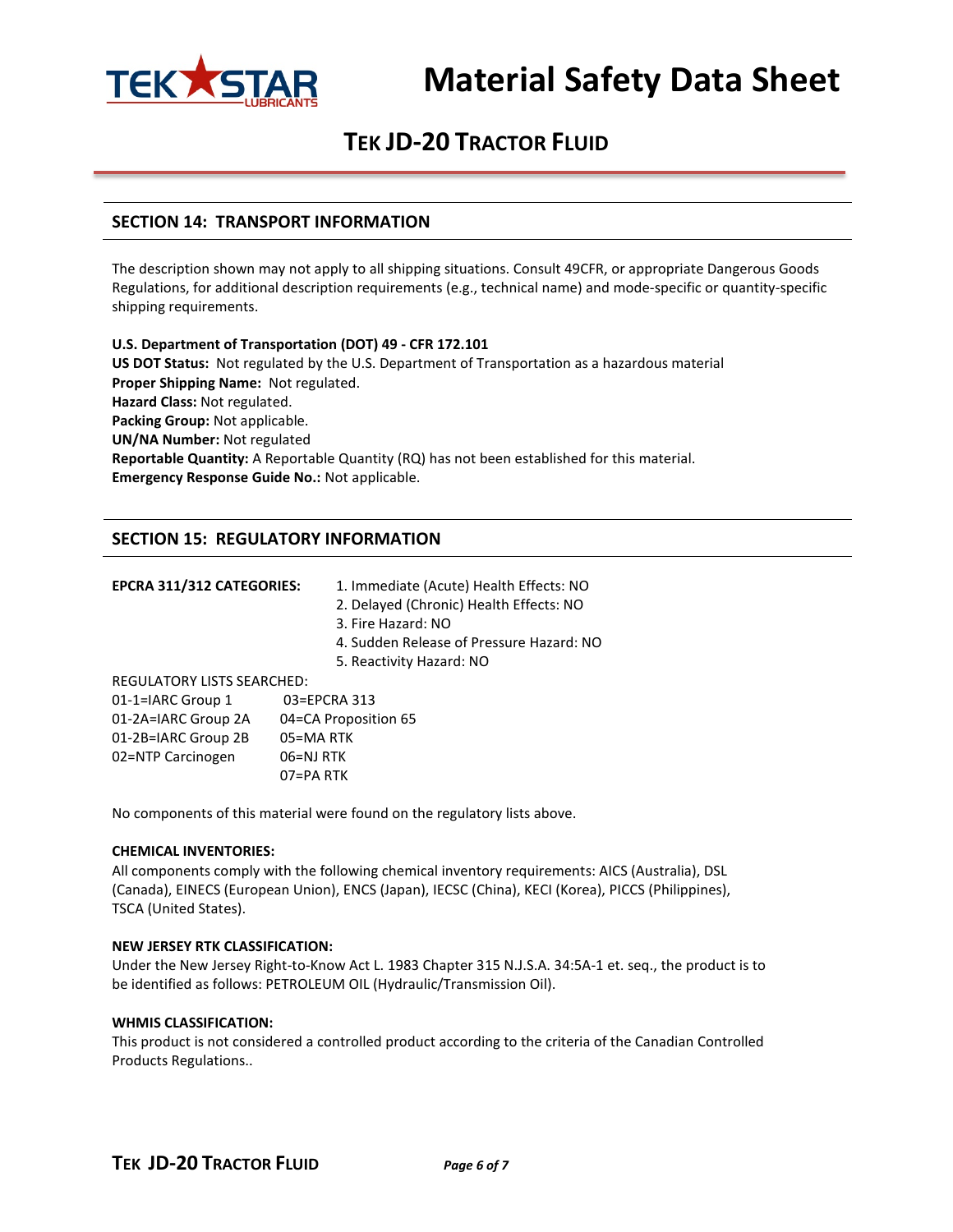## SECTION 14: TRANSPORT INFORMATION

The description shown may not apply to all shipping situations. Consult 49CFR, or appropriate Dangerous Goods Regulations, for additional description requirements (e.g., technical name) and mode-specific or quantity-specific shipping requirements.

**U.S. Department of Transportation (DOT) 49 - CFR 172.101**
**US DOT Status:** Not regulated by the U.S. Department of Transportation as a hazardous material
**Proper Shipping Name:** Not regulated.
**Hazard Class:** Not regulated.
**Packing Group:** Not applicable.
**UN/NA Number:** Not regulated
**Reportable Quantity:** A Reportable Quantity (RQ) has not been established for this material.
**Emergency Response Guide No.:** Not applicable.

## SECTION 15: REGULATORY INFORMATION

**EPCRA 311/312 CATEGORIES:**

1. Immediate (Acute) Health Effects: NO
2. Delayed (Chronic) Health Effects: NO
3. Fire Hazard: NO
4. Sudden Release of Pressure Hazard: NO
5. Reactivity Hazard: NO

REGULATORY LISTS SEARCHED:

| | |
|---|---|
| 01-1=IARC Group 1 | 03=EPCRA 313 |
| 01-2A=IARC Group 2A | 04=CA Proposition 65 |
| 01-2B=IARC Group 2B | 05=MA RTK |
| 02=NTP Carcinogen | 06=NJ RTK |
| | 07=PA RTK |

No components of this material were found on the regulatory lists above.

**CHEMICAL INVENTORIES:**
All components comply with the following chemical inventory requirements: AICS (Australia), DSL (Canada), EINECS (European Union), ENCS (Japan), IECSC (China), KECI (Korea), PICCS (Philippines), TSCA (United States).

**NEW JERSEY RTK CLASSIFICATION:**
Under the New Jersey Right-to-Know Act L. 1983 Chapter 315 N.J.S.A. 34:5A-1 et. seq., the product is to be identified as follows: PETROLEUM OIL (Hydraulic/Transmission Oil).

**WHMIS CLASSIFICATION:**
This product is not considered a controlled product according to the criteria of the Canadian Controlled Products Regulations..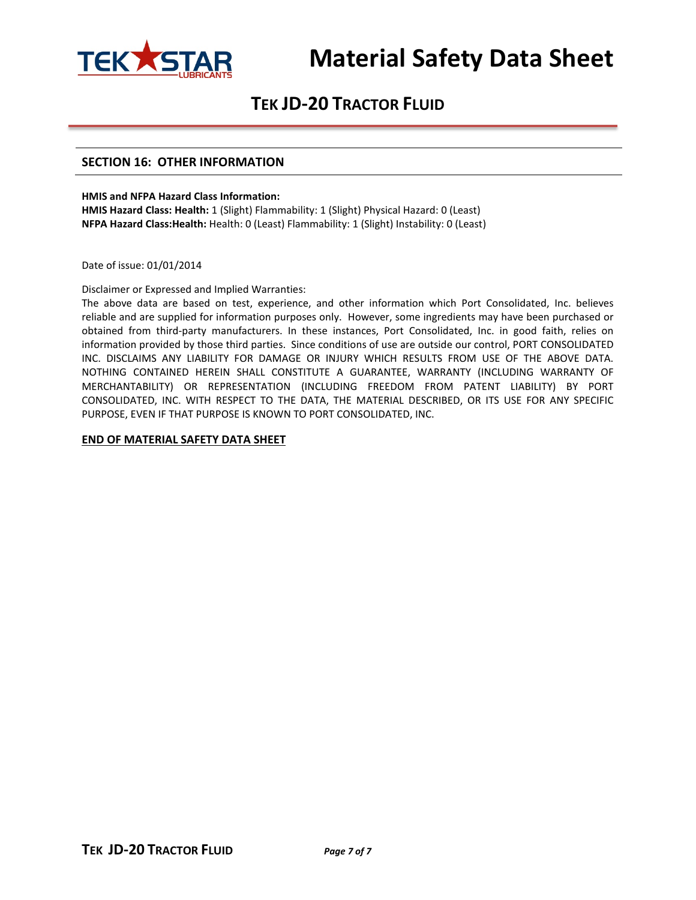## SECTION 16: OTHER INFORMATION

**HMIS and NFPA Hazard Class Information:**
**HMIS Hazard Class: Health:** 1 (Slight) Flammability: 1 (Slight) Physical Hazard: 0 (Least)
**NFPA Hazard Class:Health:** Health: 0 (Least) Flammability: 1 (Slight) Instability: 0 (Least)

Date of issue: 01/01/2014

Disclaimer or Expressed and Implied Warranties:
The above data are based on test, experience, and other information which Port Consolidated, Inc. believes reliable and are supplied for information purposes only. However, some ingredients may have been purchased or obtained from third-party manufacturers. In these instances, Port Consolidated, Inc. in good faith, relies on information provided by those third parties. Since conditions of use are outside our control, PORT CONSOLIDATED INC. DISCLAIMS ANY LIABILITY FOR DAMAGE OR INJURY WHICH RESULTS FROM USE OF THE ABOVE DATA. NOTHING CONTAINED HEREIN SHALL CONSTITUTE A GUARANTEE, WARRANTY (INCLUDING WARRANTY OF MERCHANTABILITY) OR REPRESENTATION (INCLUDING FREEDOM FROM PATENT LIABILITY) BY PORT CONSOLIDATED, INC. WITH RESPECT TO THE DATA, THE MATERIAL DESCRIBED, OR ITS USE FOR ANY SPECIFIC PURPOSE, EVEN IF THAT PURPOSE IS KNOWN TO PORT CONSOLIDATED, INC.

**END OF MATERIAL SAFETY DATA SHEET**